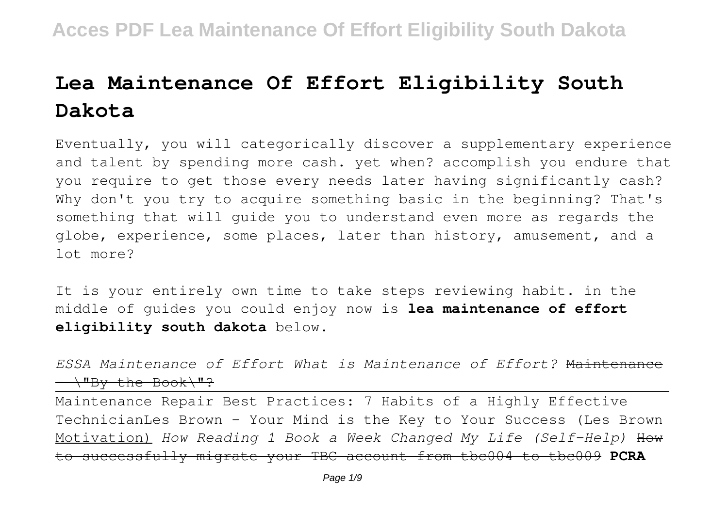# Lea Maintenance Of Effort Eligibility South Dakota

Eventually, you will categorically discover a supplementary experience and talent by spending more cash. yet when? accomplish you endure that you require to get those every needs later having significantly cash? Why don't you try to acquire something basic in the beginning? That's something that will guide you to understand even more as regards the globe, experience, some places, later than history, amusement, and a lot more?

It is your entirely own time to take steps reviewing habit. in the middle of guides you could enjoy now is **lea maintenance of effort eligibility south dakota** below.

*ESSA Maintenance of Effort What is Maintenance of Effort?* ~~Maintenance - \"By the Book\"?~~

Maintenance Repair Best Practices: 7 Habits of a Highly Effective TechnicianLes Brown - Your Mind is the Key to Your Success (Les Brown Motivation) *How Reading 1 Book a Week Changed My Life (Self-Help)* ~~How to successfully migrate your TBC account from tbc004 to tbc009~~ **PCRA**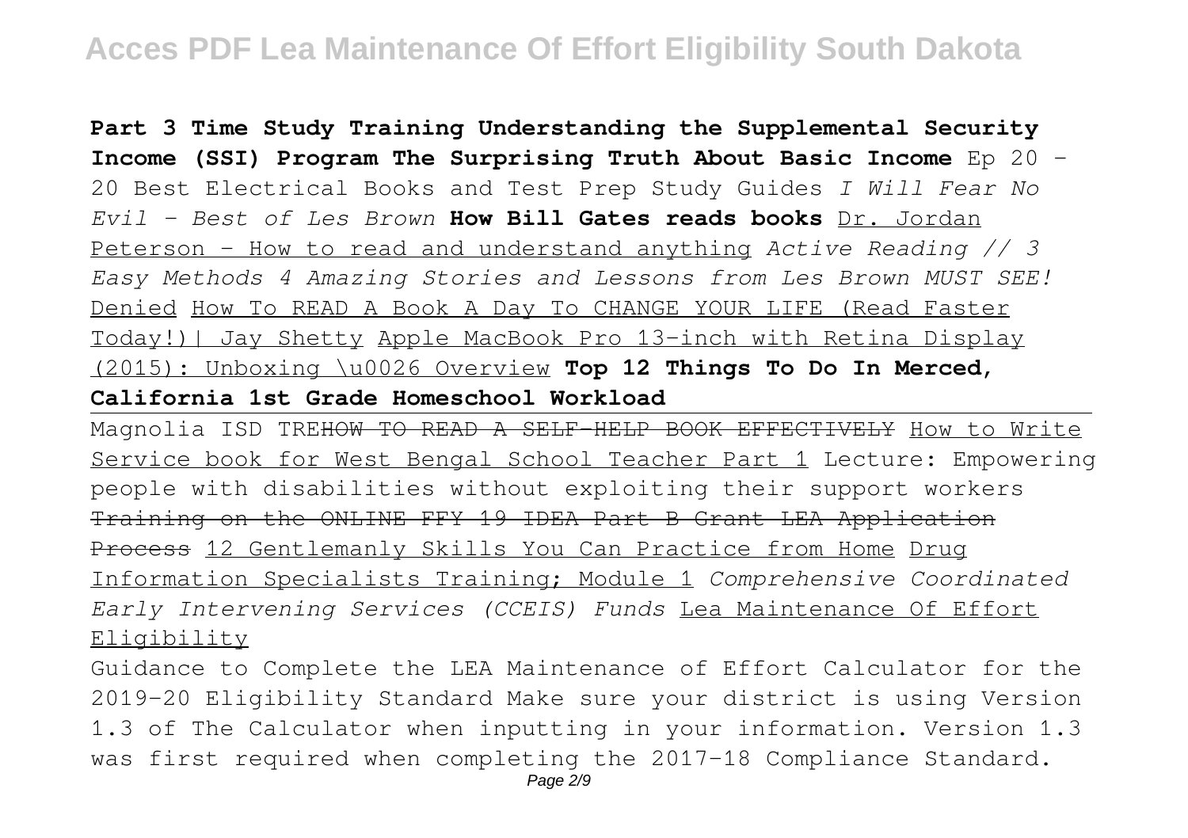**Part 3 Time Study Training Understanding the Supplemental Security Income (SSI) Program The Surprising Truth About Basic Income** Ep 20 - 20 Best Electrical Books and Test Prep Study Guides *I Will Fear No Evil - Best of Les Brown* **How Bill Gates reads books** Dr. Jordan Peterson - How to read and understand anything *Active Reading // 3 Easy Methods 4 Amazing Stories and Lessons from Les Brown MUST SEE!* Denied How To READ A Book A Day To CHANGE YOUR LIFE (Read Faster Today!)| Jay Shetty Apple MacBook Pro 13-inch with Retina Display (2015): Unboxing \u0026 Overview **Top 12 Things To Do In Merced, California 1st Grade Homeschool Workload**

Magnolia ISD TRE~~HOW TO READ A SELF-HELP BOOK EFFECTIVELY~~ How to Write Service book for West Bengal School Teacher Part 1 Lecture: Empowering people with disabilities without exploiting their support workers ~~Training on the ONLINE FFY 19 IDEA Part B Grant LEA Application Process~~ 12 Gentlemanly Skills You Can Practice from Home Drug Information Specialists Training; Module 1 *Comprehensive Coordinated Early Intervening Services (CCEIS) Funds* Lea Maintenance Of Effort Eligibility

Guidance to Complete the LEA Maintenance of Effort Calculator for the 2019-20 Eligibility Standard Make sure your district is using Version 1.3 of The Calculator when inputting in your information. Version 1.3 was first required when completing the 2017-18 Compliance Standard.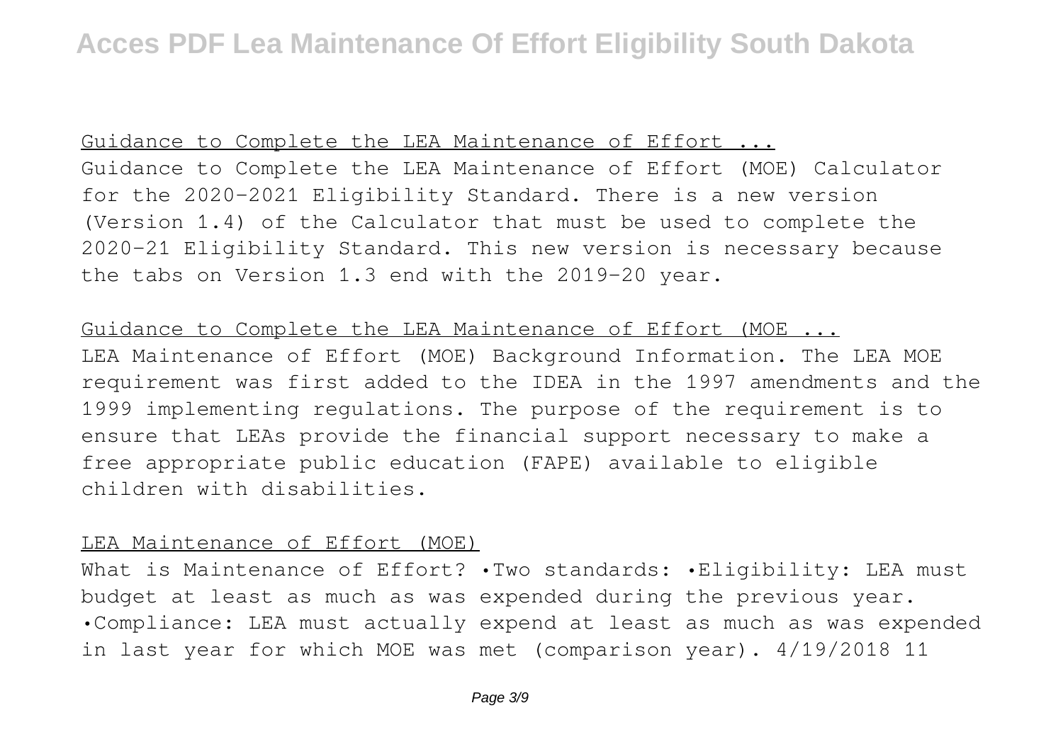## Guidance to Complete the LEA Maintenance of Effort ...

Guidance to Complete the LEA Maintenance of Effort (MOE) Calculator for the 2020-2021 Eligibility Standard. There is a new version (Version 1.4) of the Calculator that must be used to complete the 2020-21 Eligibility Standard. This new version is necessary because the tabs on Version 1.3 end with the 2019-20 year.

## Guidance to Complete the LEA Maintenance of Effort (MOE ...

LEA Maintenance of Effort (MOE) Background Information. The LEA MOE requirement was first added to the IDEA in the 1997 amendments and the 1999 implementing regulations. The purpose of the requirement is to ensure that LEAs provide the financial support necessary to make a free appropriate public education (FAPE) available to eligible children with disabilities.

## LEA Maintenance of Effort (MOE)

What is Maintenance of Effort? •Two standards: •Eligibility: LEA must budget at least as much as was expended during the previous year. •Compliance: LEA must actually expend at least as much as was expended in last year for which MOE was met (comparison year). 4/19/2018 11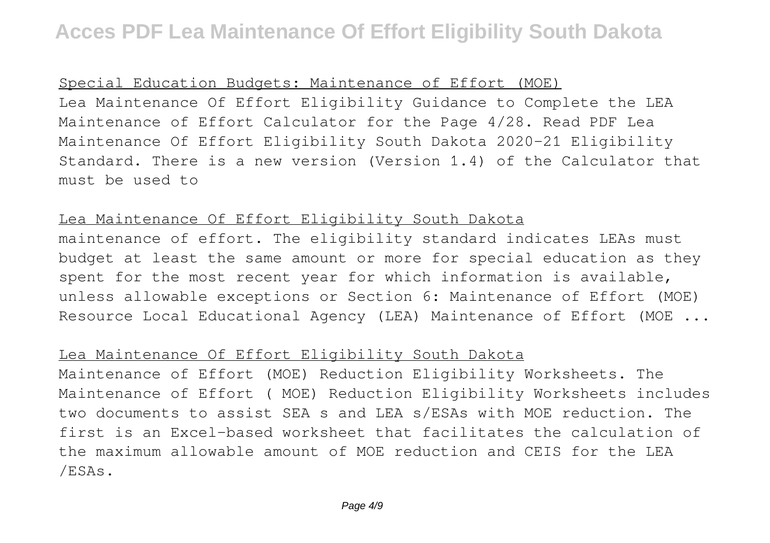## Special Education Budgets: Maintenance of Effort (MOE)

Lea Maintenance Of Effort Eligibility Guidance to Complete the LEA Maintenance of Effort Calculator for the Page 4/28. Read PDF Lea Maintenance Of Effort Eligibility South Dakota 2020-21 Eligibility Standard. There is a new version (Version 1.4) of the Calculator that must be used to

## Lea Maintenance Of Effort Eligibility South Dakota

maintenance of effort. The eligibility standard indicates LEAs must budget at least the same amount or more for special education as they spent for the most recent year for which information is available, unless allowable exceptions or Section 6: Maintenance of Effort (MOE) Resource Local Educational Agency (LEA) Maintenance of Effort (MOE ...

## Lea Maintenance Of Effort Eligibility South Dakota

Maintenance of Effort (MOE) Reduction Eligibility Worksheets. The Maintenance of Effort ( MOE) Reduction Eligibility Worksheets includes two documents to assist SEA s and LEA s/ESAs with MOE reduction. The first is an Excel-based worksheet that facilitates the calculation of the maximum allowable amount of MOE reduction and CEIS for the LEA /ESAs.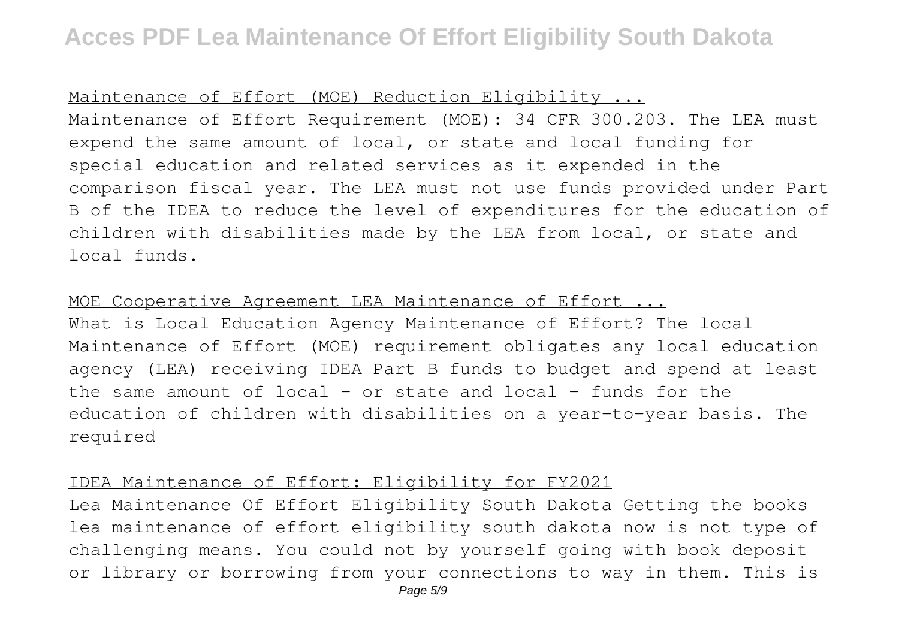## Maintenance of Effort (MOE) Reduction Eligibility ...

Maintenance of Effort Requirement (MOE): 34 CFR 300.203. The LEA must expend the same amount of local, or state and local funding for special education and related services as it expended in the comparison fiscal year. The LEA must not use funds provided under Part B of the IDEA to reduce the level of expenditures for the education of children with disabilities made by the LEA from local, or state and local funds.

## MOE Cooperative Agreement LEA Maintenance of Effort ...

What is Local Education Agency Maintenance of Effort? The local Maintenance of Effort (MOE) requirement obligates any local education agency (LEA) receiving IDEA Part B funds to budget and spend at least the same amount of local – or state and local – funds for the education of children with disabilities on a year-to-year basis. The required

## IDEA Maintenance of Effort: Eligibility for FY2021

Lea Maintenance Of Effort Eligibility South Dakota Getting the books lea maintenance of effort eligibility south dakota now is not type of challenging means. You could not by yourself going with book deposit or library or borrowing from your connections to way in them. This is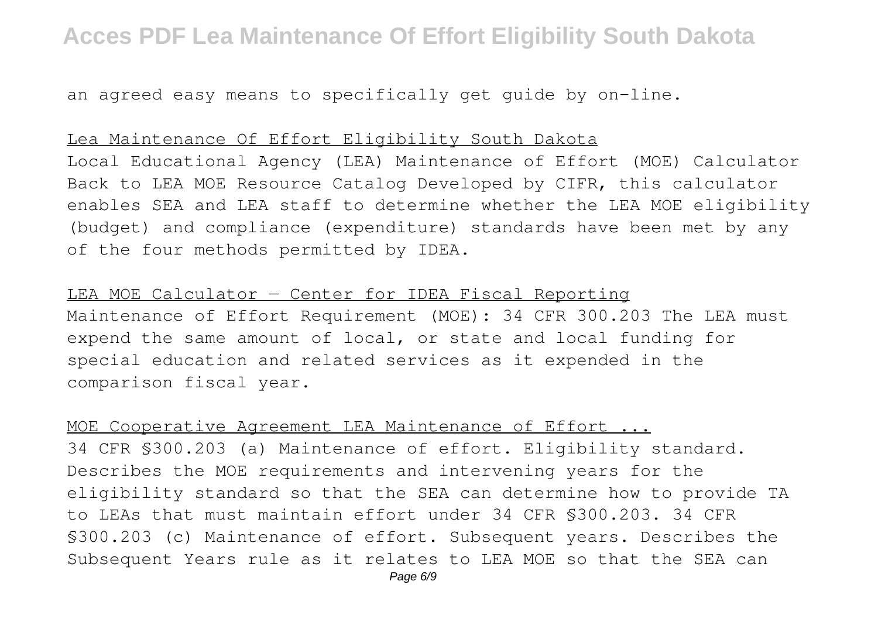an agreed easy means to specifically get guide by on-line.

Lea Maintenance Of Effort Eligibility South Dakota

Local Educational Agency (LEA) Maintenance of Effort (MOE) Calculator Back to LEA MOE Resource Catalog Developed by CIFR, this calculator enables SEA and LEA staff to determine whether the LEA MOE eligibility (budget) and compliance (expenditure) standards have been met by any of the four methods permitted by IDEA.

LEA MOE Calculator — Center for IDEA Fiscal Reporting

Maintenance of Effort Requirement (MOE): 34 CFR 300.203 The LEA must expend the same amount of local, or state and local funding for special education and related services as it expended in the comparison fiscal year.

MOE Cooperative Agreement LEA Maintenance of Effort ...

34 CFR §300.203 (a) Maintenance of effort. Eligibility standard. Describes the MOE requirements and intervening years for the eligibility standard so that the SEA can determine how to provide TA to LEAs that must maintain effort under 34 CFR §300.203. 34 CFR §300.203 (c) Maintenance of effort. Subsequent years. Describes the Subsequent Years rule as it relates to LEA MOE so that the SEA can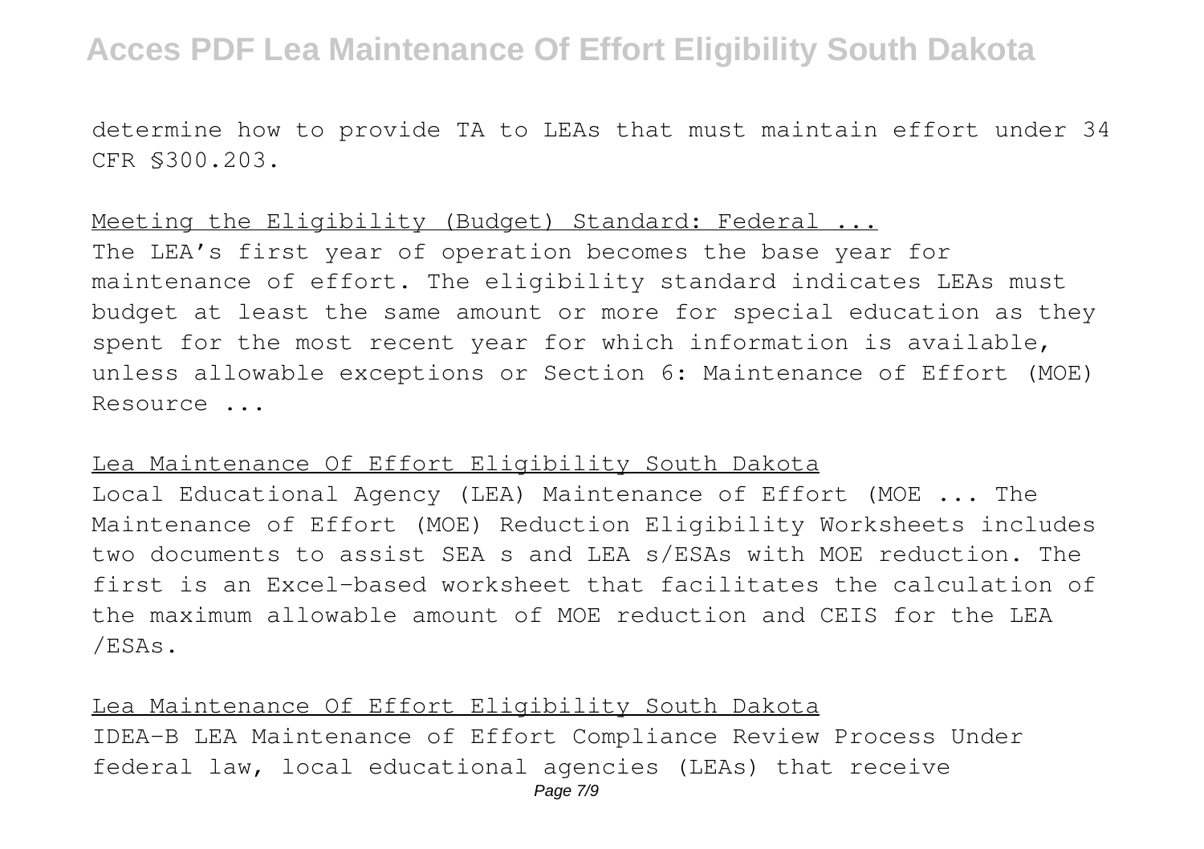determine how to provide TA to LEAs that must maintain effort under 34 CFR §300.203.

Meeting the Eligibility (Budget) Standard: Federal ...

The LEA's first year of operation becomes the base year for maintenance of effort. The eligibility standard indicates LEAs must budget at least the same amount or more for special education as they spent for the most recent year for which information is available, unless allowable exceptions or Section 6: Maintenance of Effort (MOE) Resource ...

Lea Maintenance Of Effort Eligibility South Dakota

Local Educational Agency (LEA) Maintenance of Effort (MOE ... The Maintenance of Effort (MOE) Reduction Eligibility Worksheets includes two documents to assist SEA s and LEA s/ESAs with MOE reduction. The first is an Excel-based worksheet that facilitates the calculation of the maximum allowable amount of MOE reduction and CEIS for the LEA /ESAs.

Lea Maintenance Of Effort Eligibility South Dakota

IDEA-B LEA Maintenance of Effort Compliance Review Process Under federal law, local educational agencies (LEAs) that receive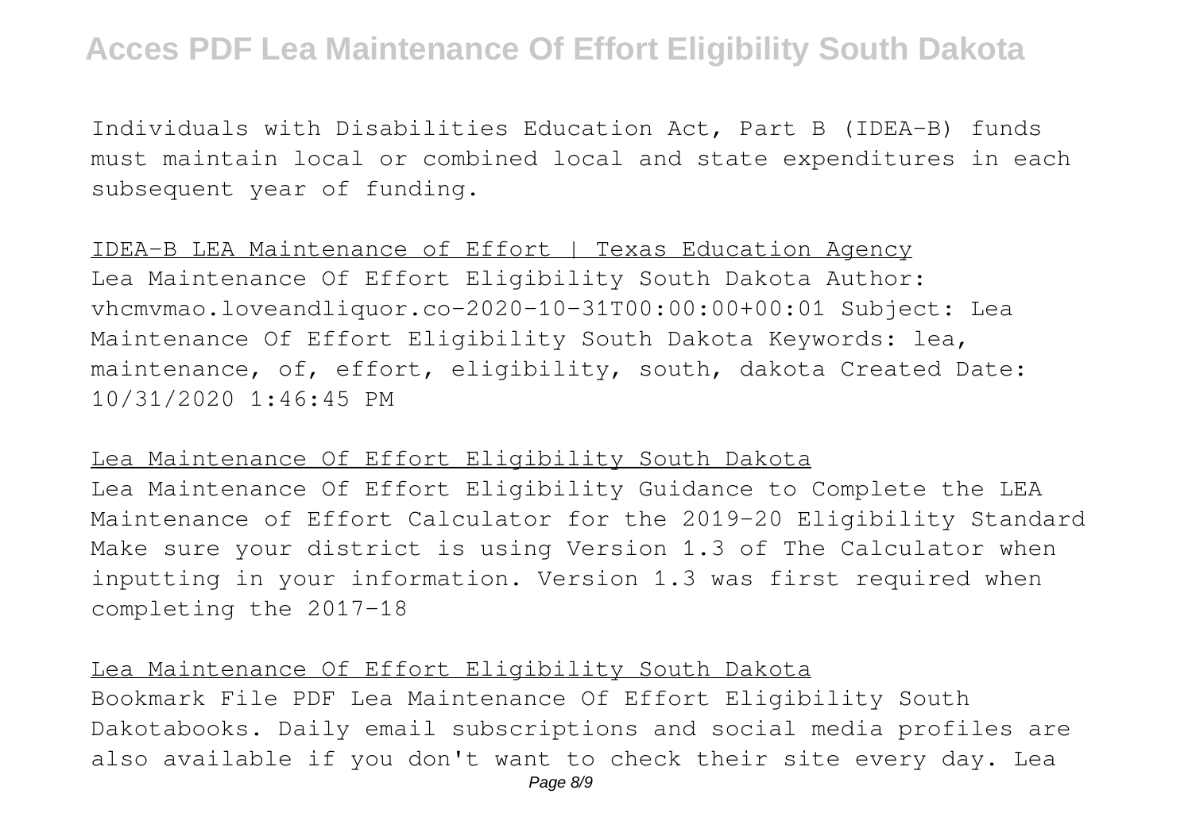Individuals with Disabilities Education Act, Part B (IDEA-B) funds must maintain local or combined local and state expenditures in each subsequent year of funding.

IDEA-B LEA Maintenance of Effort | Texas Education Agency

Lea Maintenance Of Effort Eligibility South Dakota Author: vhcmvmao.loveandliquor.co-2020-10-31T00:00:00+00:01 Subject: Lea Maintenance Of Effort Eligibility South Dakota Keywords: lea, maintenance, of, effort, eligibility, south, dakota Created Date: 10/31/2020 1:46:45 PM

Lea Maintenance Of Effort Eligibility South Dakota

Lea Maintenance Of Effort Eligibility Guidance to Complete the LEA Maintenance of Effort Calculator for the 2019-20 Eligibility Standard Make sure your district is using Version 1.3 of The Calculator when inputting in your information. Version 1.3 was first required when completing the 2017-18

Lea Maintenance Of Effort Eligibility South Dakota

Bookmark File PDF Lea Maintenance Of Effort Eligibility South Dakotabooks. Daily email subscriptions and social media profiles are also available if you don't want to check their site every day. Lea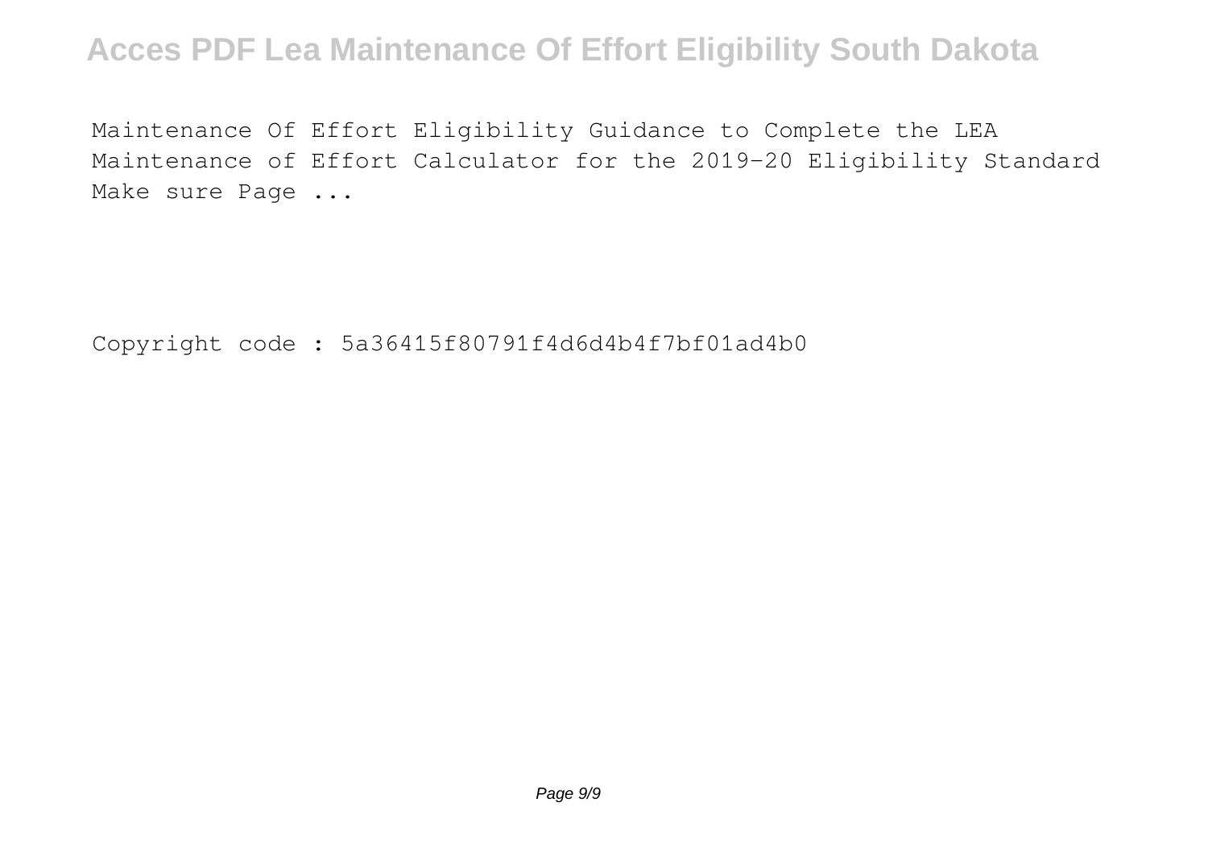Maintenance Of Effort Eligibility Guidance to Complete the LEA Maintenance of Effort Calculator for the 2019-20 Eligibility Standard Make sure Page ...

Copyright code : 5a36415f80791f4d6d4b4f7bf01ad4b0